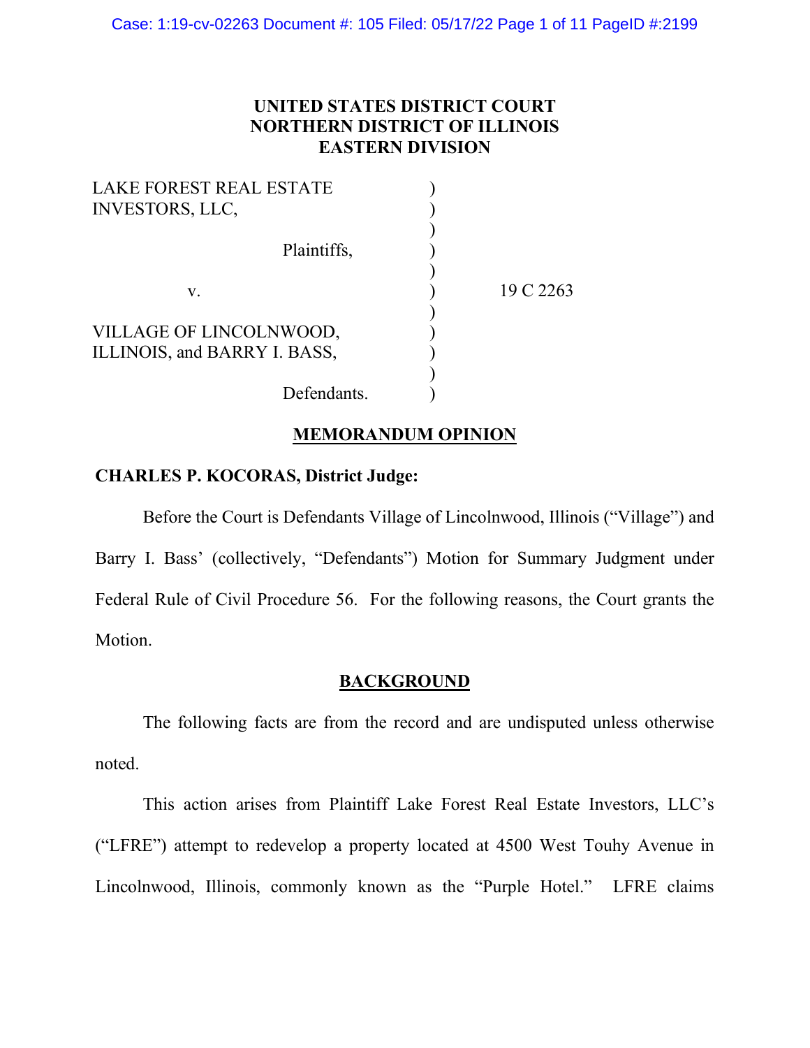**UNITED STATES DISTRICT COURT**
**NORTHERN DISTRICT OF ILLINOIS**
**EASTERN DIVISION**

| | | |
|---|---|---|
| LAKE FOREST REAL ESTATE INVESTORS, LLC, | ) | |
| | ) | |
| Plaintiffs, | ) | |
| | ) | |
| v. | ) | 19 C 2263 |
| | ) | |
| VILLAGE OF LINCOLNWOOD, ILLINOIS, and BARRY I. BASS, | ) | |
| | ) | |
| Defendants. | ) | |

## MEMORANDUM OPINION

**CHARLES P. KOCORAS, District Judge:**

Before the Court is Defendants Village of Lincolnwood, Illinois ("Village") and Barry I. Bass' (collectively, "Defendants") Motion for Summary Judgment under Federal Rule of Civil Procedure 56. For the following reasons, the Court grants the Motion.

## BACKGROUND

The following facts are from the record and are undisputed unless otherwise noted.

This action arises from Plaintiff Lake Forest Real Estate Investors, LLC's ("LFRE") attempt to redevelop a property located at 4500 West Touhy Avenue in Lincolnwood, Illinois, commonly known as the "Purple Hotel." LFRE claims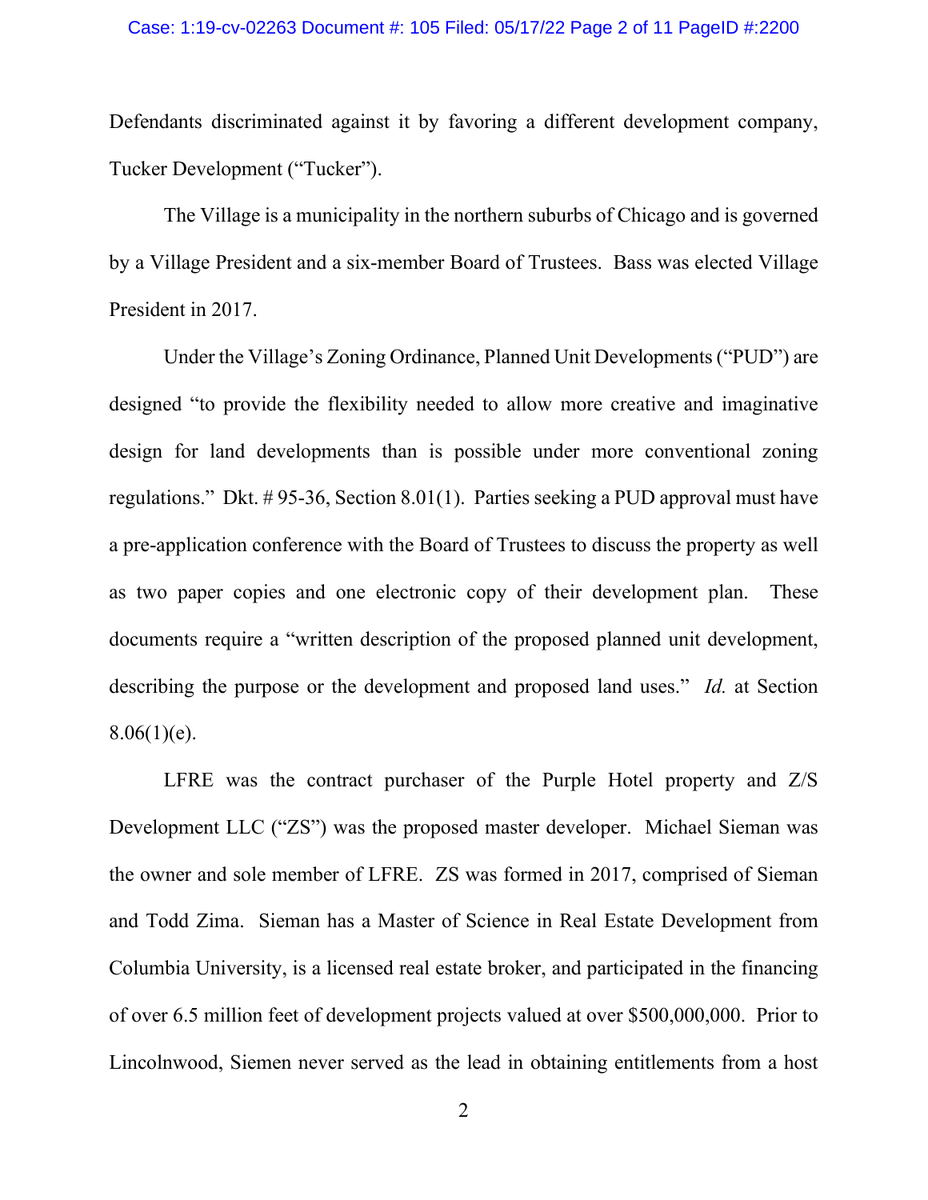Defendants discriminated against it by favoring a different development company, Tucker Development ("Tucker").

The Village is a municipality in the northern suburbs of Chicago and is governed by a Village President and a six-member Board of Trustees. Bass was elected Village President in 2017.

Under the Village's Zoning Ordinance, Planned Unit Developments ("PUD") are designed "to provide the flexibility needed to allow more creative and imaginative design for land developments than is possible under more conventional zoning regulations." Dkt. # 95-36, Section 8.01(1). Parties seeking a PUD approval must have a pre-application conference with the Board of Trustees to discuss the property as well as two paper copies and one electronic copy of their development plan. These documents require a "written description of the proposed planned unit development, describing the purpose or the development and proposed land uses." *Id.* at Section 8.06(1)(e).

LFRE was the contract purchaser of the Purple Hotel property and Z/S Development LLC ("ZS") was the proposed master developer. Michael Sieman was the owner and sole member of LFRE. ZS was formed in 2017, comprised of Sieman and Todd Zima. Sieman has a Master of Science in Real Estate Development from Columbia University, is a licensed real estate broker, and participated in the financing of over 6.5 million feet of development projects valued at over $500,000,000. Prior to Lincolnwood, Siemen never served as the lead in obtaining entitlements from a host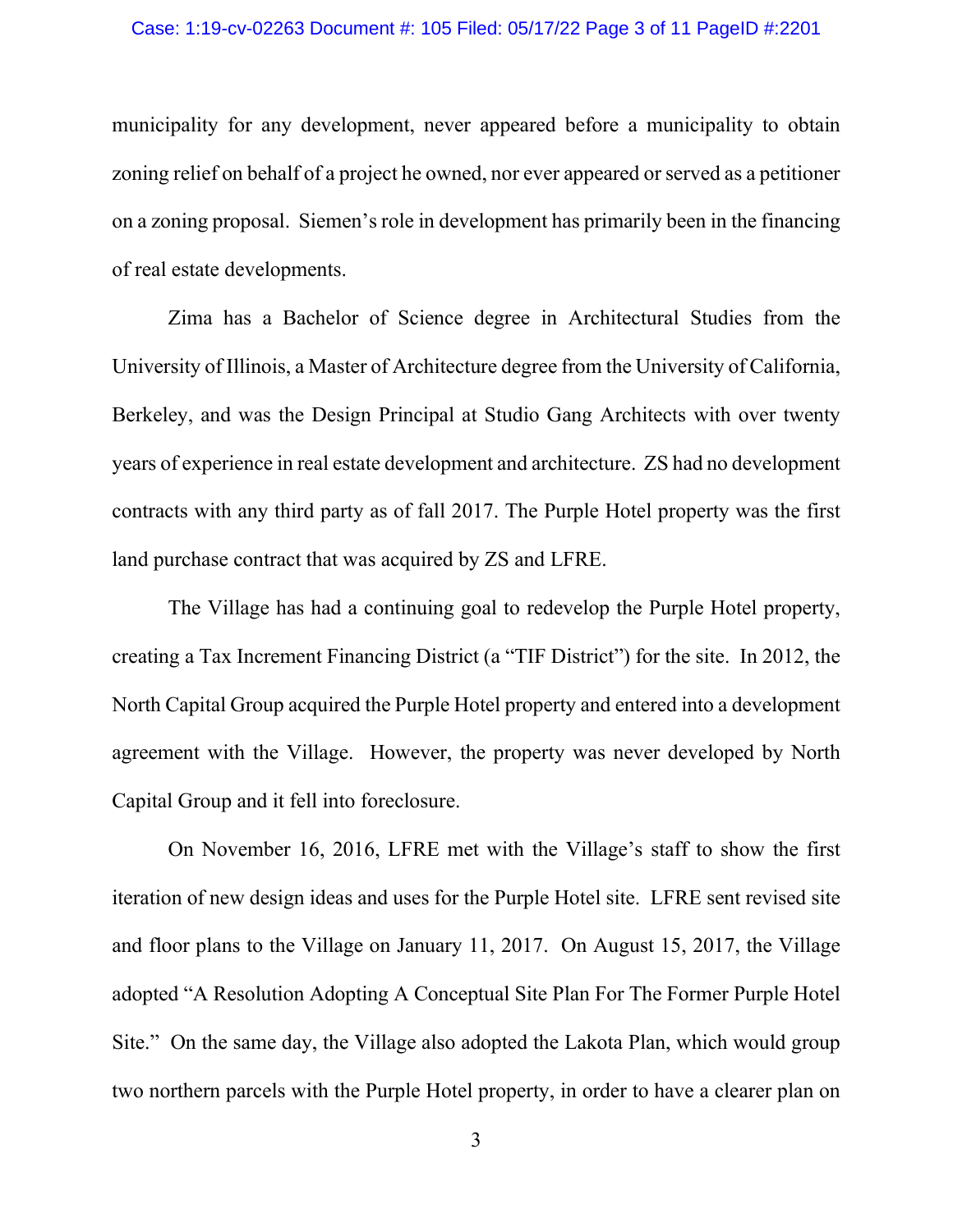municipality for any development, never appeared before a municipality to obtain zoning relief on behalf of a project he owned, nor ever appeared or served as a petitioner on a zoning proposal. Siemen's role in development has primarily been in the financing of real estate developments.

Zima has a Bachelor of Science degree in Architectural Studies from the University of Illinois, a Master of Architecture degree from the University of California, Berkeley, and was the Design Principal at Studio Gang Architects with over twenty years of experience in real estate development and architecture. ZS had no development contracts with any third party as of fall 2017. The Purple Hotel property was the first land purchase contract that was acquired by ZS and LFRE.

The Village has had a continuing goal to redevelop the Purple Hotel property, creating a Tax Increment Financing District (a "TIF District") for the site. In 2012, the North Capital Group acquired the Purple Hotel property and entered into a development agreement with the Village. However, the property was never developed by North Capital Group and it fell into foreclosure.

On November 16, 2016, LFRE met with the Village's staff to show the first iteration of new design ideas and uses for the Purple Hotel site. LFRE sent revised site and floor plans to the Village on January 11, 2017. On August 15, 2017, the Village adopted "A Resolution Adopting A Conceptual Site Plan For The Former Purple Hotel Site." On the same day, the Village also adopted the Lakota Plan, which would group two northern parcels with the Purple Hotel property, in order to have a clearer plan on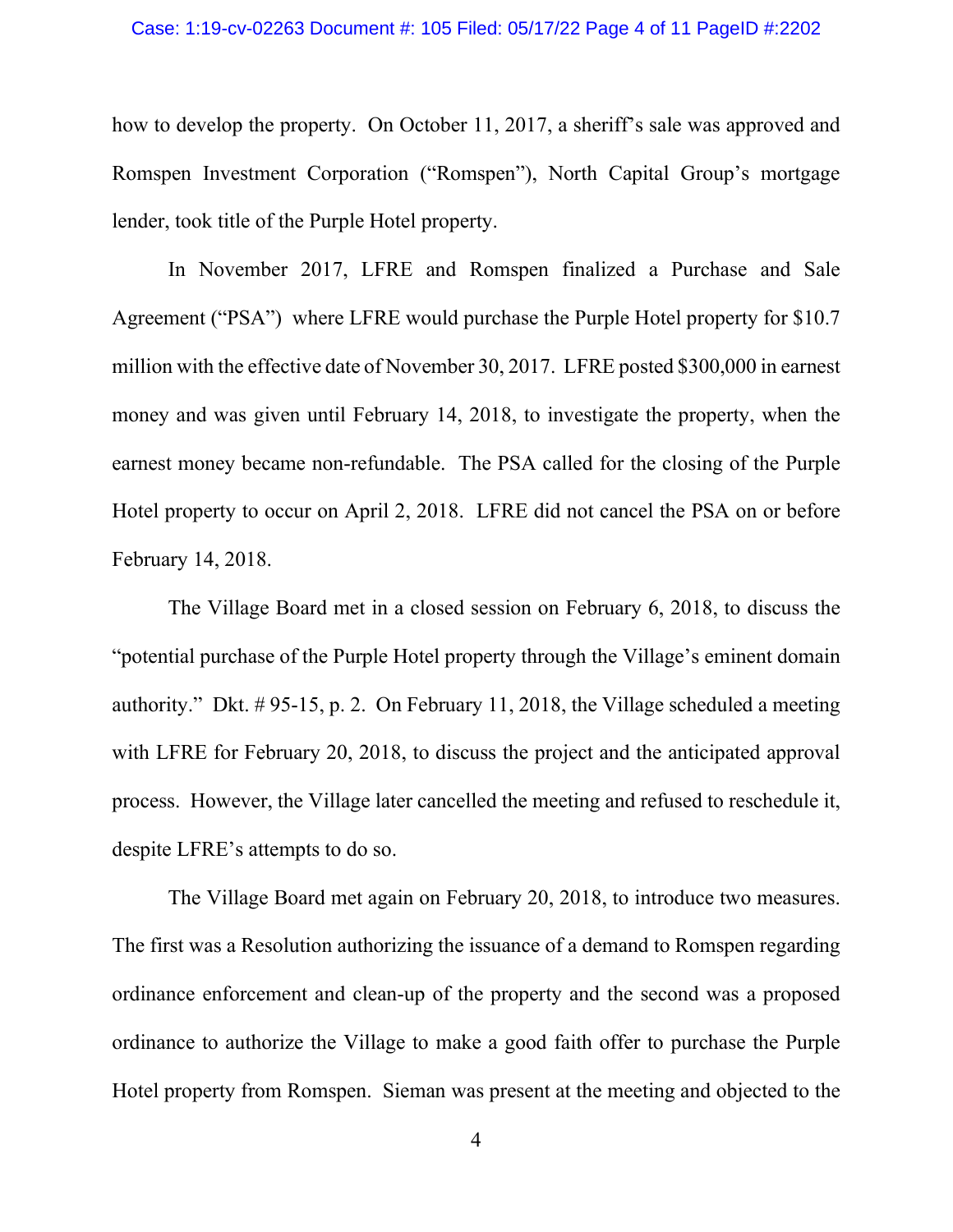how to develop the property. On October 11, 2017, a sheriff's sale was approved and Romspen Investment Corporation ("Romspen"), North Capital Group's mortgage lender, took title of the Purple Hotel property.

In November 2017, LFRE and Romspen finalized a Purchase and Sale Agreement ("PSA") where LFRE would purchase the Purple Hotel property for $10.7 million with the effective date of November 30, 2017. LFRE posted $300,000 in earnest money and was given until February 14, 2018, to investigate the property, when the earnest money became non-refundable. The PSA called for the closing of the Purple Hotel property to occur on April 2, 2018. LFRE did not cancel the PSA on or before February 14, 2018.

The Village Board met in a closed session on February 6, 2018, to discuss the "potential purchase of the Purple Hotel property through the Village's eminent domain authority." Dkt. # 95-15, p. 2. On February 11, 2018, the Village scheduled a meeting with LFRE for February 20, 2018, to discuss the project and the anticipated approval process. However, the Village later cancelled the meeting and refused to reschedule it, despite LFRE's attempts to do so.

The Village Board met again on February 20, 2018, to introduce two measures. The first was a Resolution authorizing the issuance of a demand to Romspen regarding ordinance enforcement and clean-up of the property and the second was a proposed ordinance to authorize the Village to make a good faith offer to purchase the Purple Hotel property from Romspen. Sieman was present at the meeting and objected to the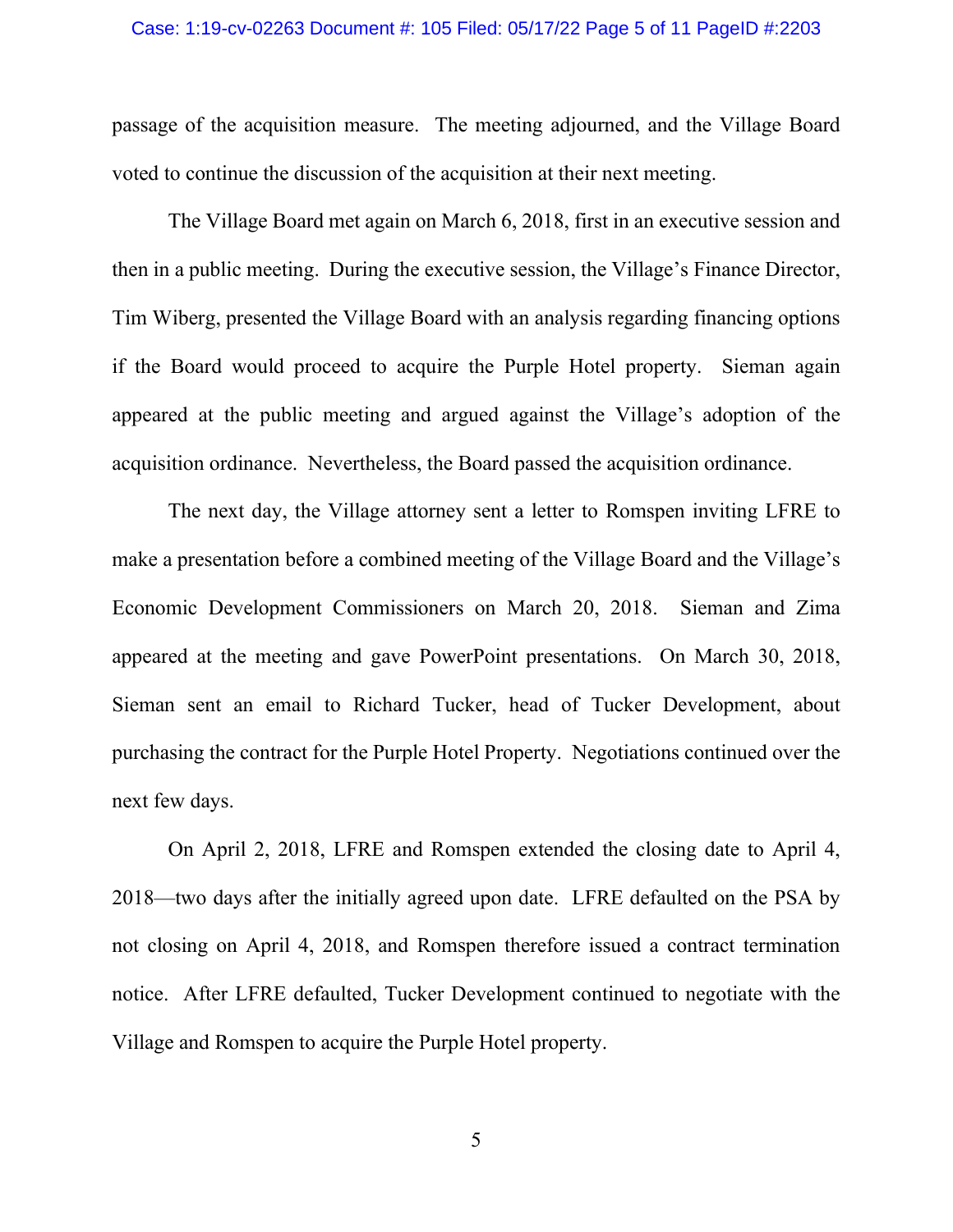passage of the acquisition measure. The meeting adjourned, and the Village Board voted to continue the discussion of the acquisition at their next meeting.

The Village Board met again on March 6, 2018, first in an executive session and then in a public meeting. During the executive session, the Village's Finance Director, Tim Wiberg, presented the Village Board with an analysis regarding financing options if the Board would proceed to acquire the Purple Hotel property. Sieman again appeared at the public meeting and argued against the Village's adoption of the acquisition ordinance. Nevertheless, the Board passed the acquisition ordinance.

The next day, the Village attorney sent a letter to Romspen inviting LFRE to make a presentation before a combined meeting of the Village Board and the Village's Economic Development Commissioners on March 20, 2018. Sieman and Zima appeared at the meeting and gave PowerPoint presentations. On March 30, 2018, Sieman sent an email to Richard Tucker, head of Tucker Development, about purchasing the contract for the Purple Hotel Property. Negotiations continued over the next few days.

On April 2, 2018, LFRE and Romspen extended the closing date to April 4, 2018—two days after the initially agreed upon date. LFRE defaulted on the PSA by not closing on April 4, 2018, and Romspen therefore issued a contract termination notice. After LFRE defaulted, Tucker Development continued to negotiate with the Village and Romspen to acquire the Purple Hotel property.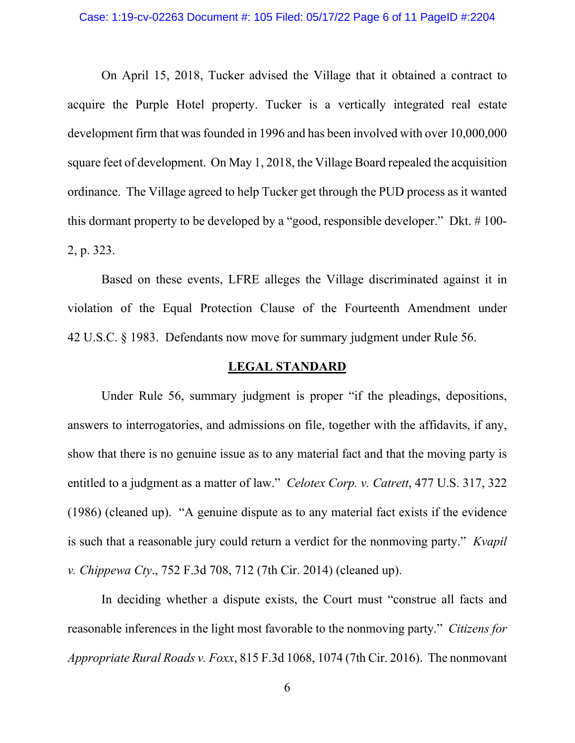On April 15, 2018, Tucker advised the Village that it obtained a contract to acquire the Purple Hotel property. Tucker is a vertically integrated real estate development firm that was founded in 1996 and has been involved with over 10,000,000 square feet of development. On May 1, 2018, the Village Board repealed the acquisition ordinance. The Village agreed to help Tucker get through the PUD process as it wanted this dormant property to be developed by a "good, responsible developer." Dkt. # 100-2, p. 323.

Based on these events, LFRE alleges the Village discriminated against it in violation of the Equal Protection Clause of the Fourteenth Amendment under 42 U.S.C. § 1983. Defendants now move for summary judgment under Rule 56.

## LEGAL STANDARD

Under Rule 56, summary judgment is proper "if the pleadings, depositions, answers to interrogatories, and admissions on file, together with the affidavits, if any, show that there is no genuine issue as to any material fact and that the moving party is entitled to a judgment as a matter of law." *Celotex Corp. v. Catrett*, 477 U.S. 317, 322 (1986) (cleaned up). "A genuine dispute as to any material fact exists if the evidence is such that a reasonable jury could return a verdict for the nonmoving party." *Kvapil v. Chippewa Cty*., 752 F.3d 708, 712 (7th Cir. 2014) (cleaned up).

In deciding whether a dispute exists, the Court must "construe all facts and reasonable inferences in the light most favorable to the nonmoving party." *Citizens for Appropriate Rural Roads v. Foxx*, 815 F.3d 1068, 1074 (7th Cir. 2016). The nonmovant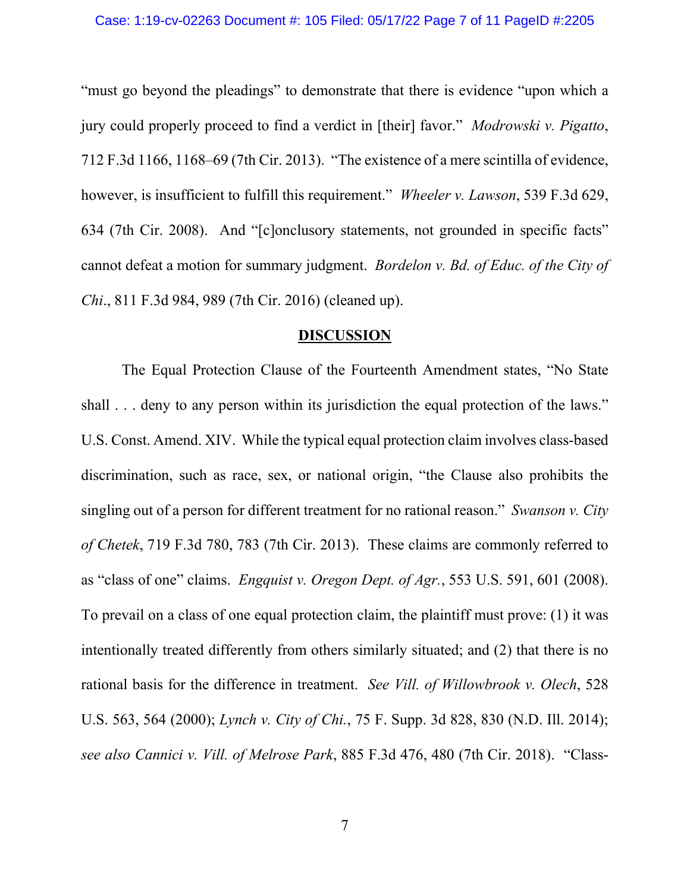"must go beyond the pleadings" to demonstrate that there is evidence "upon which a jury could properly proceed to find a verdict in [their] favor." *Modrowski v. Pigatto*, 712 F.3d 1166, 1168–69 (7th Cir. 2013). "The existence of a mere scintilla of evidence, however, is insufficient to fulfill this requirement." *Wheeler v. Lawson*, 539 F.3d 629, 634 (7th Cir. 2008). And "[c]onclusory statements, not grounded in specific facts" cannot defeat a motion for summary judgment. *Bordelon v. Bd. of Educ. of the City of Chi*., 811 F.3d 984, 989 (7th Cir. 2016) (cleaned up).

## **DISCUSSION**

The Equal Protection Clause of the Fourteenth Amendment states, "No State shall . . . deny to any person within its jurisdiction the equal protection of the laws." U.S. Const. Amend. XIV. While the typical equal protection claim involves class-based discrimination, such as race, sex, or national origin, "the Clause also prohibits the singling out of a person for different treatment for no rational reason." *Swanson v. City of Chetek*, 719 F.3d 780, 783 (7th Cir. 2013). These claims are commonly referred to as "class of one" claims. *Engquist v. Oregon Dept. of Agr.*, 553 U.S. 591, 601 (2008). To prevail on a class of one equal protection claim, the plaintiff must prove: (1) it was intentionally treated differently from others similarly situated; and (2) that there is no rational basis for the difference in treatment. *See Vill. of Willowbrook v. Olech*, 528 U.S. 563, 564 (2000); *Lynch v. City of Chi.*, 75 F. Supp. 3d 828, 830 (N.D. Ill. 2014); *see also Cannici v. Vill. of Melrose Park*, 885 F.3d 476, 480 (7th Cir. 2018). "Class-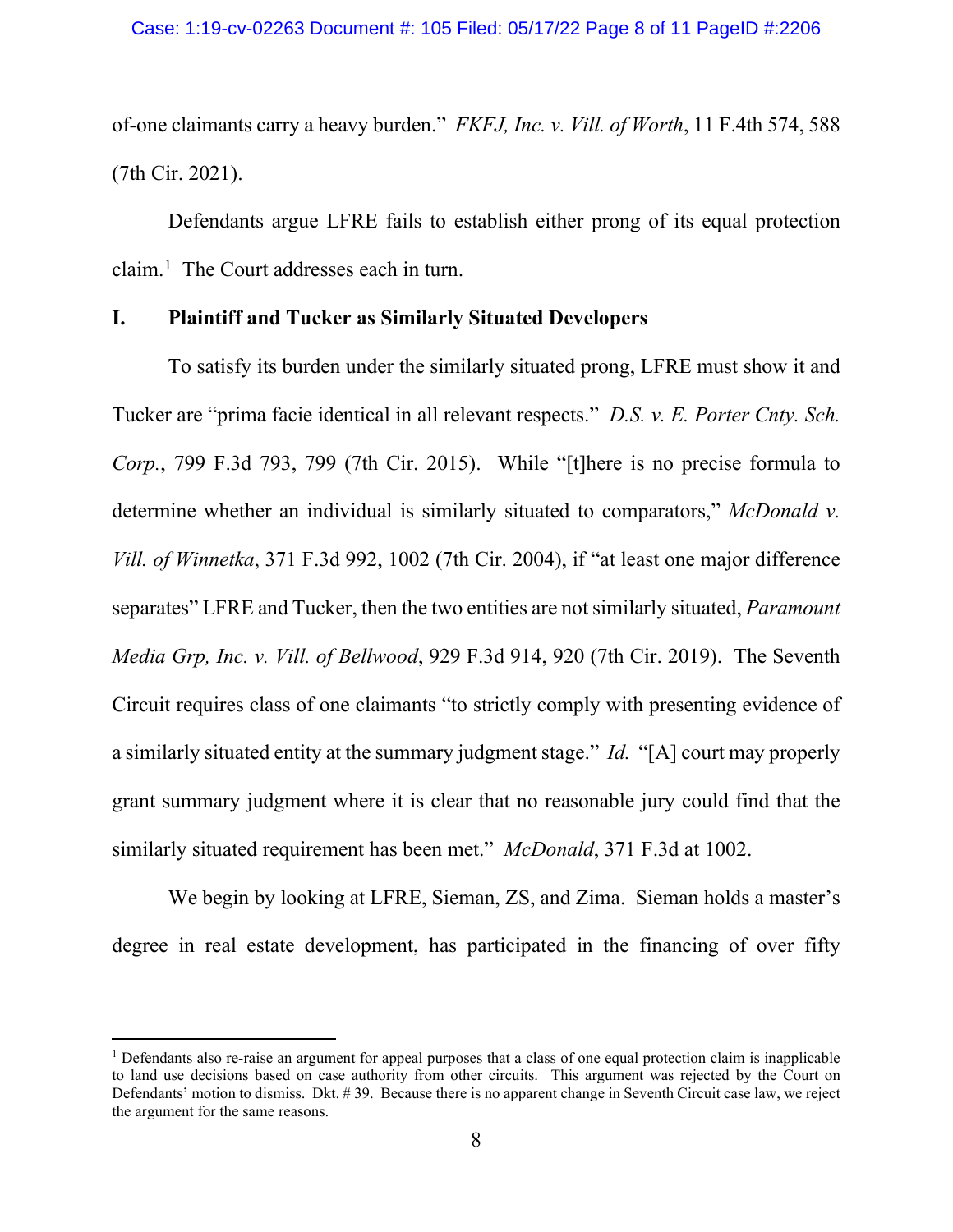of-one claimants carry a heavy burden." *FKFJ, Inc. v. Vill. of Worth*, 11 F.4th 574, 588 (7th Cir. 2021).

Defendants argue LFRE fails to establish either prong of its equal protection claim.[1] The Court addresses each in turn.

## I. Plaintiff and Tucker as Similarly Situated Developers

To satisfy its burden under the similarly situated prong, LFRE must show it and Tucker are "prima facie identical in all relevant respects." *D.S. v. E. Porter Cnty. Sch. Corp.*, 799 F.3d 793, 799 (7th Cir. 2015). While "[t]here is no precise formula to determine whether an individual is similarly situated to comparators," *McDonald v. Vill. of Winnetka*, 371 F.3d 992, 1002 (7th Cir. 2004), if "at least one major difference separates" LFRE and Tucker, then the two entities are not similarly situated, *Paramount Media Grp, Inc. v. Vill. of Bellwood*, 929 F.3d 914, 920 (7th Cir. 2019). The Seventh Circuit requires class of one claimants "to strictly comply with presenting evidence of a similarly situated entity at the summary judgment stage." *Id.* "[A] court may properly grant summary judgment where it is clear that no reasonable jury could find that the similarly situated requirement has been met." *McDonald*, 371 F.3d at 1002.

We begin by looking at LFRE, Sieman, ZS, and Zima. Sieman holds a master's degree in real estate development, has participated in the financing of over fifty

---

[1] Defendants also re-raise an argument for appeal purposes that a class of one equal protection claim is inapplicable to land use decisions based on case authority from other circuits. This argument was rejected by the Court on Defendants' motion to dismiss. Dkt. # 39. Because there is no apparent change in Seventh Circuit case law, we reject the argument for the same reasons.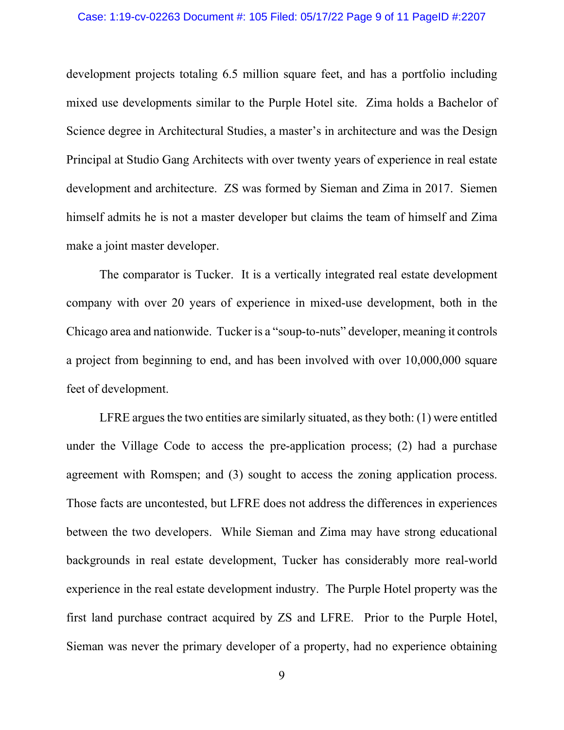development projects totaling 6.5 million square feet, and has a portfolio including mixed use developments similar to the Purple Hotel site. Zima holds a Bachelor of Science degree in Architectural Studies, a master's in architecture and was the Design Principal at Studio Gang Architects with over twenty years of experience in real estate development and architecture. ZS was formed by Sieman and Zima in 2017. Siemen himself admits he is not a master developer but claims the team of himself and Zima make a joint master developer.

The comparator is Tucker. It is a vertically integrated real estate development company with over 20 years of experience in mixed-use development, both in the Chicago area and nationwide. Tucker is a "soup-to-nuts" developer, meaning it controls a project from beginning to end, and has been involved with over 10,000,000 square feet of development.

LFRE argues the two entities are similarly situated, as they both: (1) were entitled under the Village Code to access the pre-application process; (2) had a purchase agreement with Romspen; and (3) sought to access the zoning application process. Those facts are uncontested, but LFRE does not address the differences in experiences between the two developers. While Sieman and Zima may have strong educational backgrounds in real estate development, Tucker has considerably more real-world experience in the real estate development industry. The Purple Hotel property was the first land purchase contract acquired by ZS and LFRE. Prior to the Purple Hotel, Sieman was never the primary developer of a property, had no experience obtaining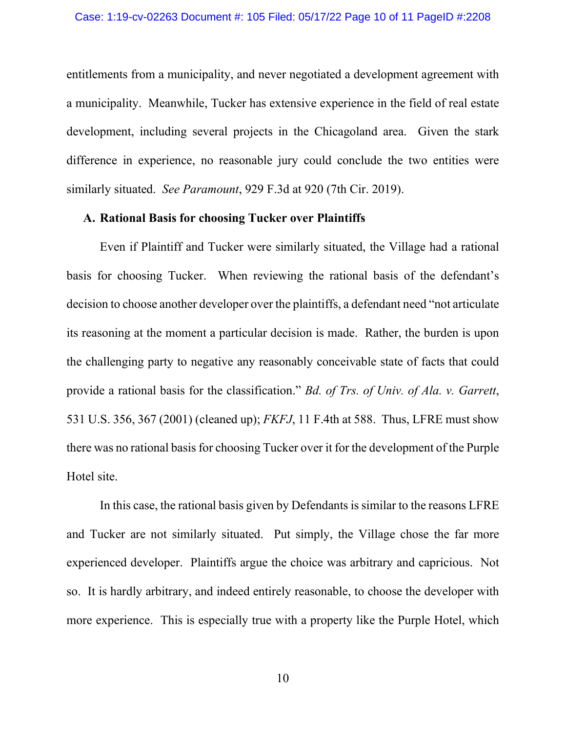entitlements from a municipality, and never negotiated a development agreement with a municipality. Meanwhile, Tucker has extensive experience in the field of real estate development, including several projects in the Chicagoland area. Given the stark difference in experience, no reasonable jury could conclude the two entities were similarly situated. *See Paramount*, 929 F.3d at 920 (7th Cir. 2019).

### A. Rational Basis for choosing Tucker over Plaintiffs

Even if Plaintiff and Tucker were similarly situated, the Village had a rational basis for choosing Tucker. When reviewing the rational basis of the defendant's decision to choose another developer over the plaintiffs, a defendant need "not articulate its reasoning at the moment a particular decision is made. Rather, the burden is upon the challenging party to negative any reasonably conceivable state of facts that could provide a rational basis for the classification." *Bd. of Trs. of Univ. of Ala. v. Garrett*, 531 U.S. 356, 367 (2001) (cleaned up); *FKFJ*, 11 F.4th at 588. Thus, LFRE must show there was no rational basis for choosing Tucker over it for the development of the Purple Hotel site.

In this case, the rational basis given by Defendants is similar to the reasons LFRE and Tucker are not similarly situated. Put simply, the Village chose the far more experienced developer. Plaintiffs argue the choice was arbitrary and capricious. Not so. It is hardly arbitrary, and indeed entirely reasonable, to choose the developer with more experience. This is especially true with a property like the Purple Hotel, which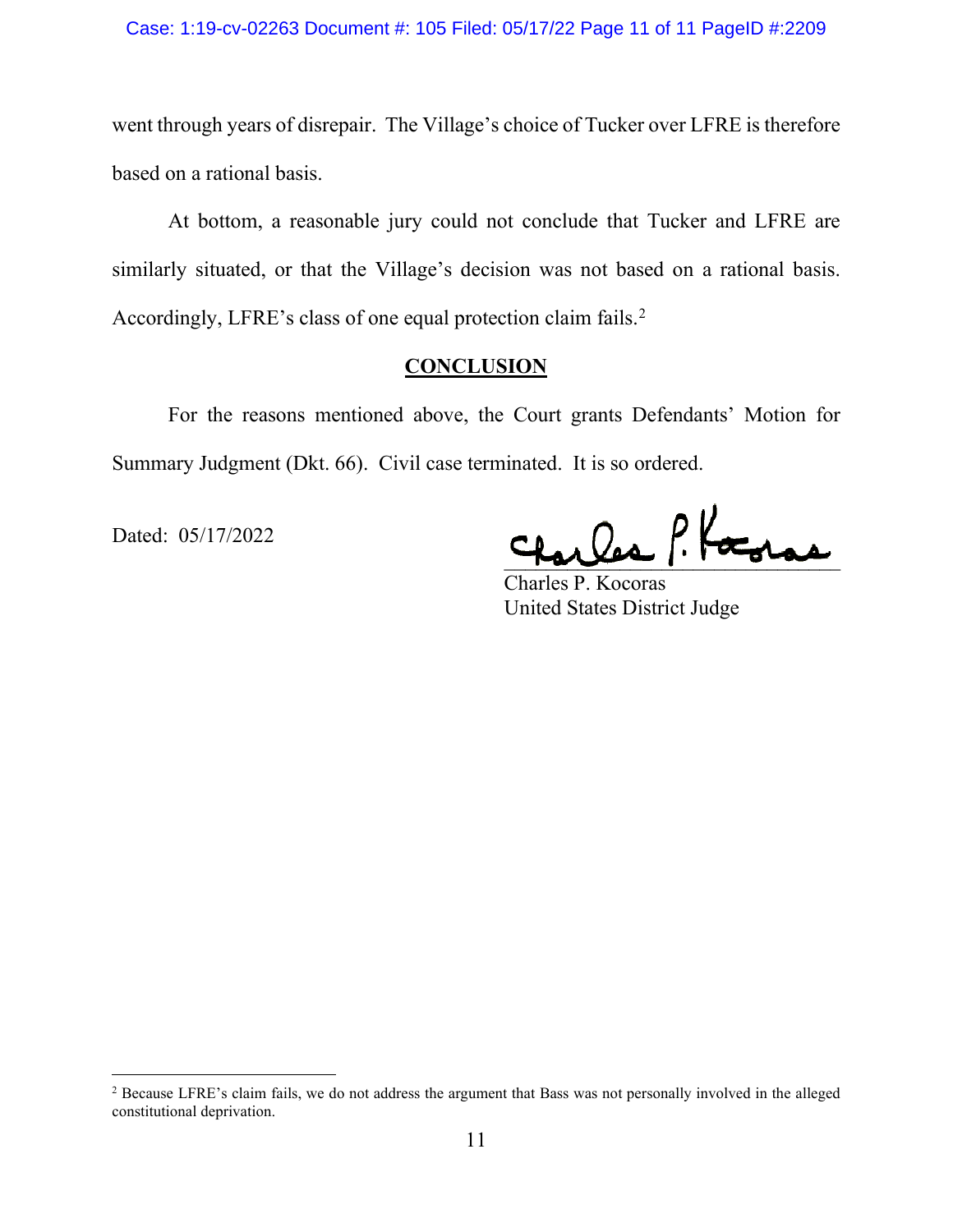went through years of disrepair. The Village's choice of Tucker over LFRE is therefore based on a rational basis.

At bottom, a reasonable jury could not conclude that Tucker and LFRE are similarly situated, or that the Village's decision was not based on a rational basis. Accordingly, LFRE's class of one equal protection claim fails.[2]

**CONCLUSION**

For the reasons mentioned above, the Court grants Defendants' Motion for Summary Judgment (Dkt. 66). Civil case terminated. It is so ordered.

Dated: 05/17/2022

Charles P. Kocoras
United States District Judge

[2] Because LFRE's claim fails, we do not address the argument that Bass was not personally involved in the alleged constitutional deprivation.